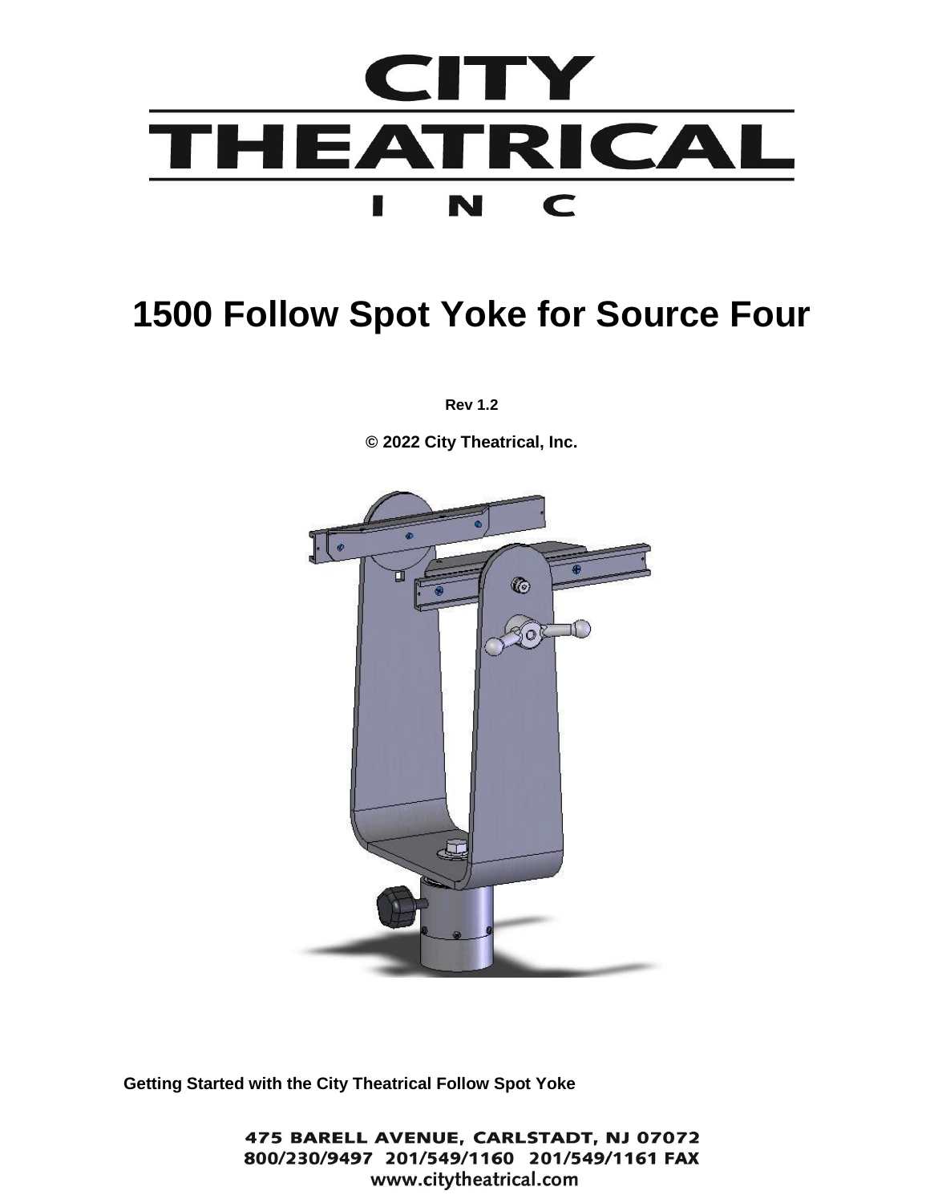# CITY THEATRICAL INC

# 1500 Follow Spot Yoke for Source Four

**Rev 1.2**

**© 2022 City Theatrical, Inc.**

**Getting Started with the City Theatrical Follow Spot Yoke**

475 BARELL AVENUE, CARLSTADT, NJ 07072
800/230/9497 201/549/1160 201/549/1161 FAX
www.citytheatrical.com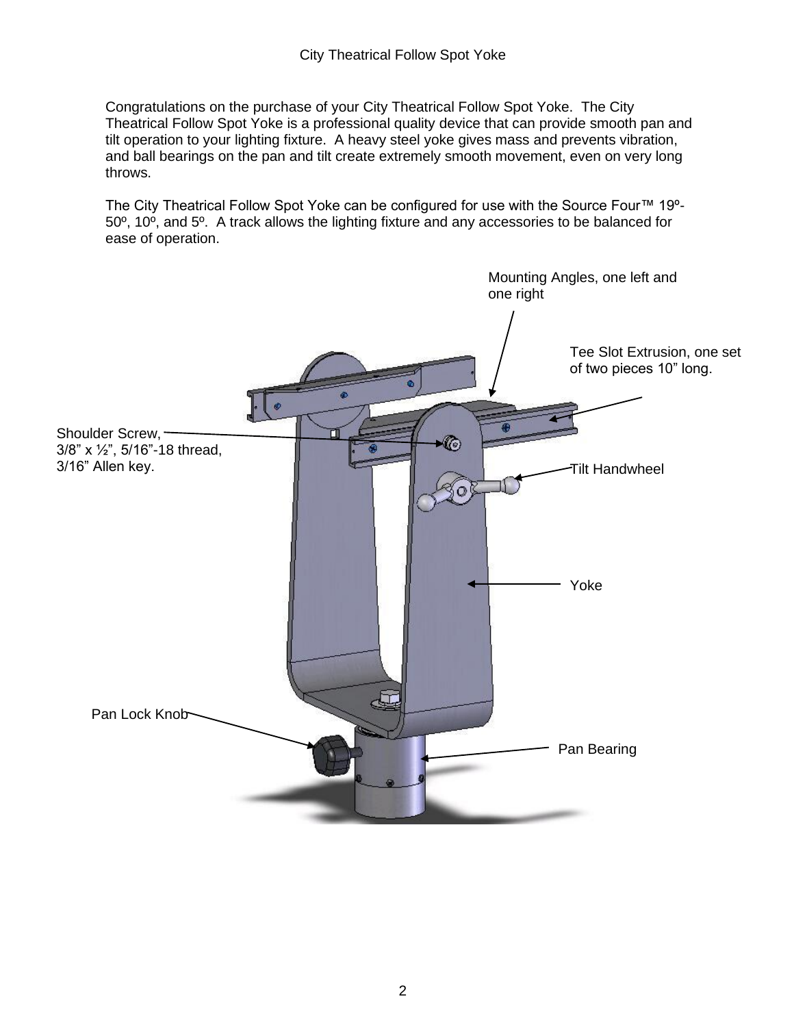Congratulations on the purchase of your City Theatrical Follow Spot Yoke. The City Theatrical Follow Spot Yoke is a professional quality device that can provide smooth pan and tilt operation to your lighting fixture. A heavy steel yoke gives mass and prevents vibration, and ball bearings on the pan and tilt create extremely smooth movement, even on very long throws.

The City Theatrical Follow Spot Yoke can be configured for use with the Source Four™ 19º-50º, 10º, and 5º. A track allows the lighting fixture and any accessories to be balanced for ease of operation.

Mounting Angles, one left and one right

Tee Slot Extrusion, one set of two pieces 10” long.

Shoulder Screw, 3/8” x ½”, 5/16”-18 thread, 3/16” Allen key.

Tilt Handwheel

Yoke

Pan Lock Knob

Pan Bearing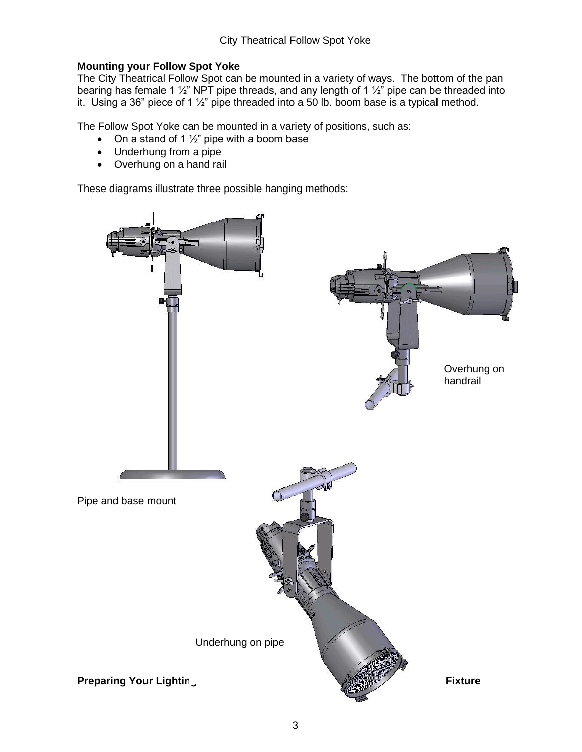### Mounting your Follow Spot Yoke

The City Theatrical Follow Spot can be mounted in a variety of ways. The bottom of the pan bearing has female 1 ½" NPT pipe threads, and any length of 1 ½" pipe can be threaded into it. Using a 36" piece of 1 ½" pipe threaded into a 50 lb. boom base is a typical method.

The Follow Spot Yoke can be mounted in a variety of positions, such as:

- On a stand of 1 ½" pipe with a boom base
- Underhung from a pipe
- Overhung on a hand rail

These diagrams illustrate three possible hanging methods:

Overhung on handrail

Pipe and base mount

Underhung on pipe

### Preparing Your Lighting Fixture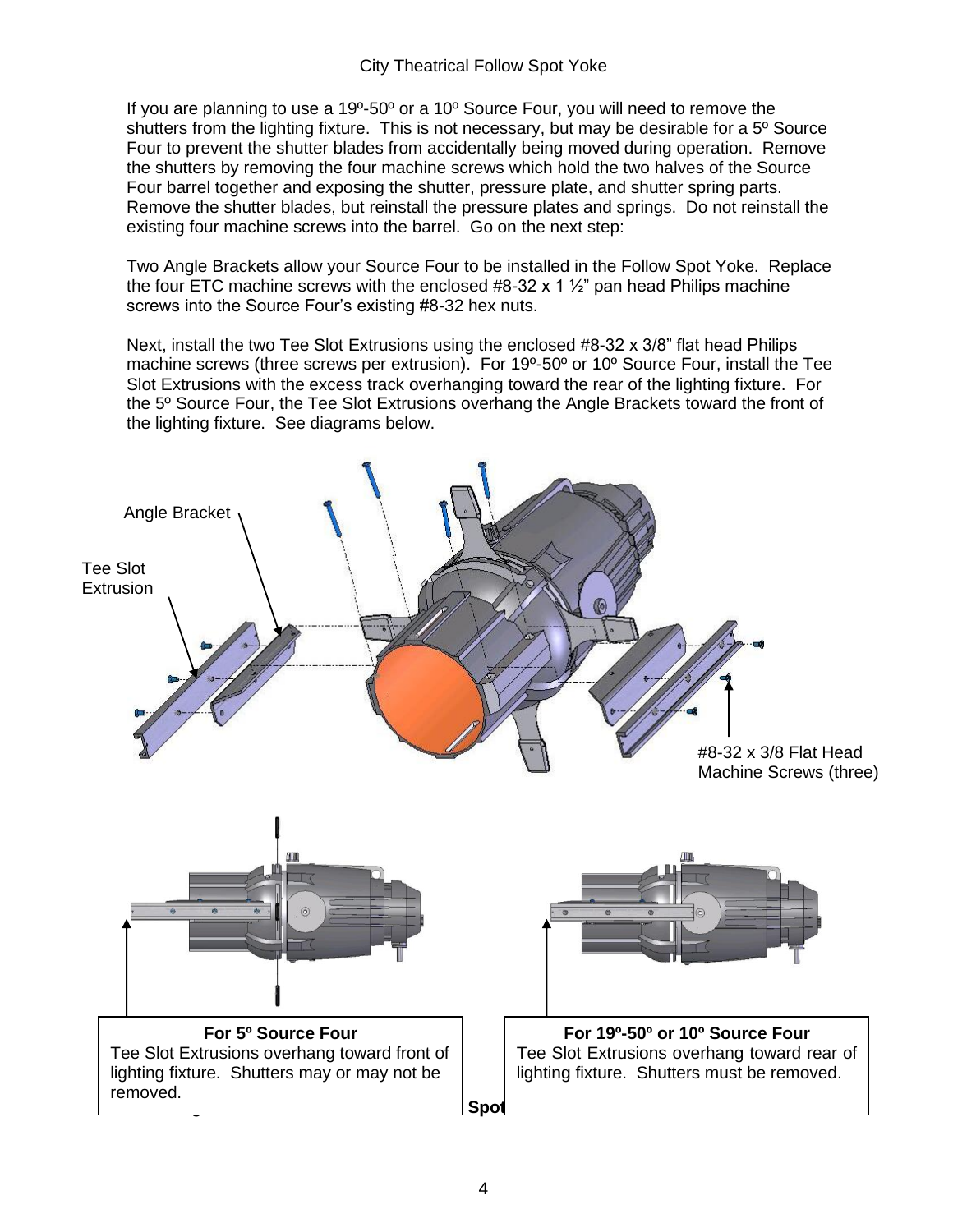If you are planning to use a 19º-50º or a 10º Source Four, you will need to remove the shutters from the lighting fixture. This is not necessary, but may be desirable for a 5º Source Four to prevent the shutter blades from accidentally being moved during operation. Remove the shutters by removing the four machine screws which hold the two halves of the Source Four barrel together and exposing the shutter, pressure plate, and shutter spring parts. Remove the shutter blades, but reinstall the pressure plates and springs. Do not reinstall the existing four machine screws into the barrel. Go on the next step:

Two Angle Brackets allow your Source Four to be installed in the Follow Spot Yoke. Replace the four ETC machine screws with the enclosed #8-32 x 1 ½" pan head Philips machine screws into the Source Four's existing #8-32 hex nuts.

Next, install the two Tee Slot Extrusions using the enclosed #8-32 x 3/8" flat head Philips machine screws (three screws per extrusion). For 19º-50º or 10º Source Four, install the Tee Slot Extrusions with the excess track overhanging toward the rear of the lighting fixture. For the 5º Source Four, the Tee Slot Extrusions overhang the Angle Brackets toward the front of the lighting fixture. See diagrams below.

Angle Bracket

Tee Slot Extrusion

#8-32 x 3/8 Flat Head Machine Screws (three)

**For 5º Source Four**
Tee Slot Extrusions overhang toward front of lighting fixture. Shutters may or may not be removed.

**For 19º-50º or 10º Source Four**
Tee Slot Extrusions overhang toward rear of lighting fixture. Shutters must be removed.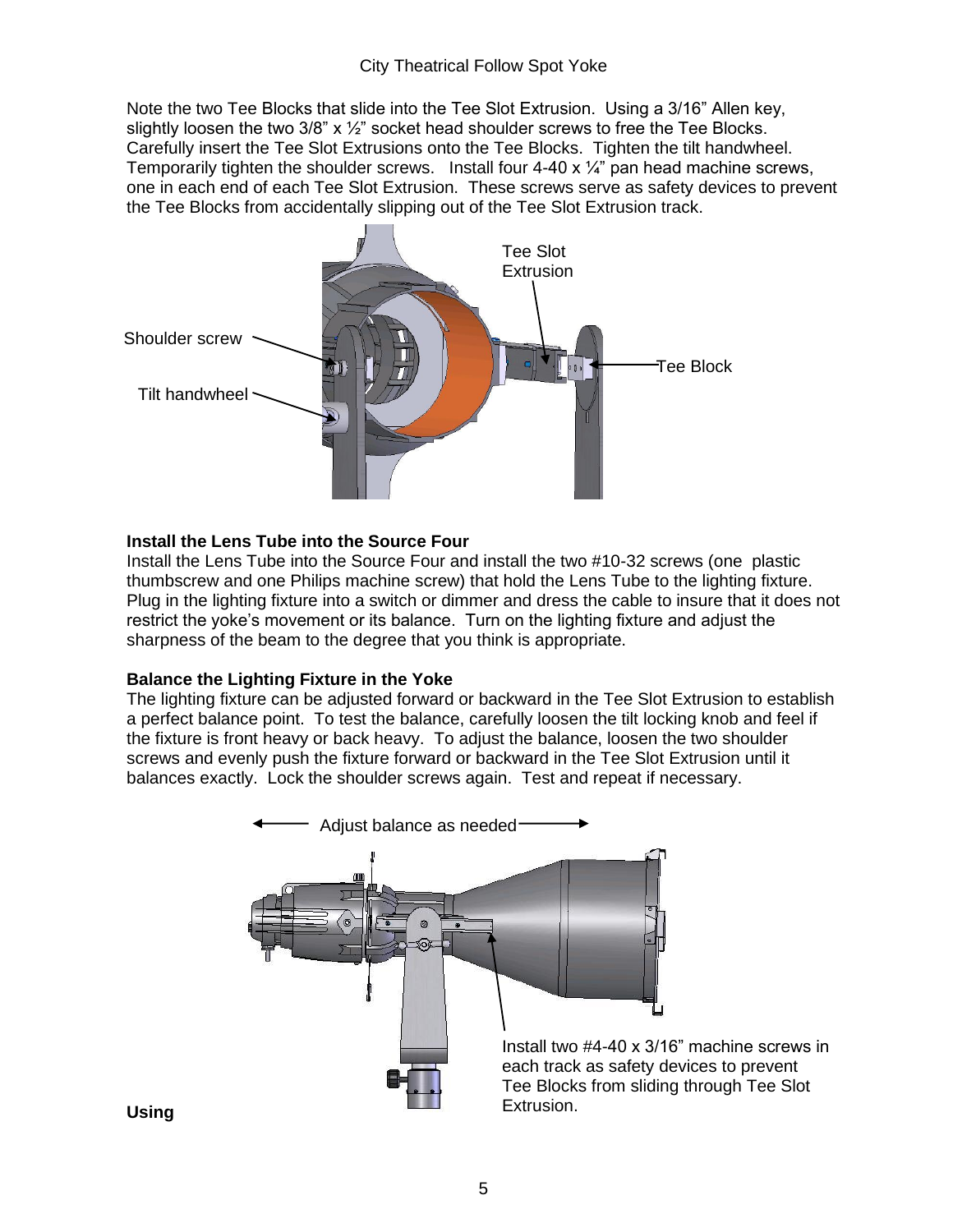Note the two Tee Blocks that slide into the Tee Slot Extrusion. Using a 3/16" Allen key, slightly loosen the two 3/8" x ½" socket head shoulder screws to free the Tee Blocks. Carefully insert the Tee Slot Extrusions onto the Tee Blocks. Tighten the tilt handwheel. Temporarily tighten the shoulder screws. Install four 4-40 x ¼" pan head machine screws, one in each end of each Tee Slot Extrusion. These screws serve as safety devices to prevent the Tee Blocks from accidentally slipping out of the Tee Slot Extrusion track.

Shoulder screw

Tilt handwheel

Tee Slot Extrusion

Tee Block

**Install the Lens Tube into the Source Four**

Install the Lens Tube into the Source Four and install the two #10-32 screws (one plastic thumbscrew and one Philips machine screw) that hold the Lens Tube to the lighting fixture. Plug in the lighting fixture into a switch or dimmer and dress the cable to insure that it does not restrict the yoke's movement or its balance. Turn on the lighting fixture and adjust the sharpness of the beam to the degree that you think is appropriate.

**Balance the Lighting Fixture in the Yoke**

The lighting fixture can be adjusted forward or backward in the Tee Slot Extrusion to establish a perfect balance point. To test the balance, carefully loosen the tilt locking knob and feel if the fixture is front heavy or back heavy. To adjust the balance, loosen the two shoulder screws and evenly push the fixture forward or backward in the Tee Slot Extrusion until it balances exactly. Lock the shoulder screws again. Test and repeat if necessary.

Adjust balance as needed

Install two #4-40 x 3/16" machine screws in each track as safety devices to prevent Tee Blocks from sliding through Tee Slot Extrusion.

**Using**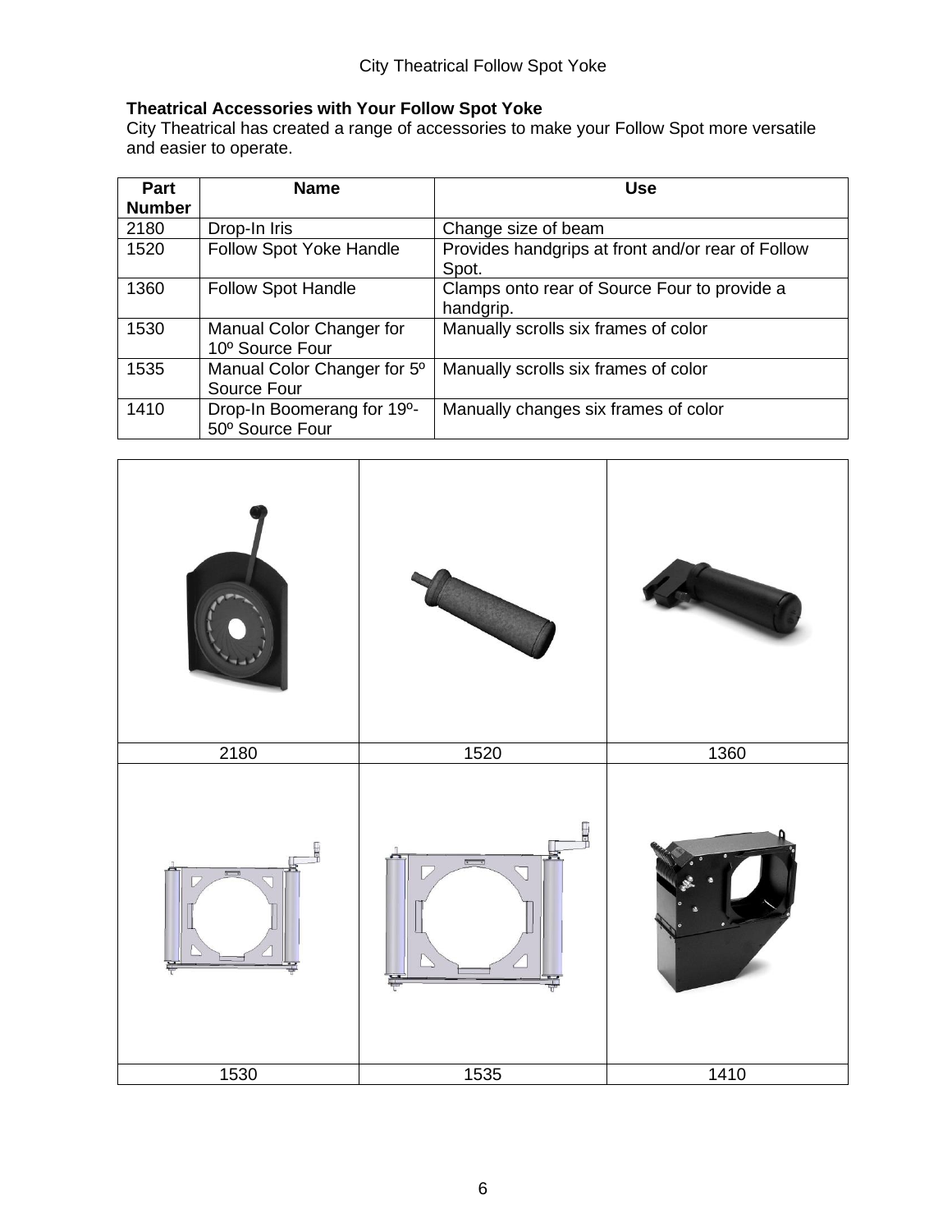**Theatrical Accessories with Your Follow Spot Yoke**

City Theatrical has created a range of accessories to make your Follow Spot more versatile and easier to operate.

| Part Number | Name | Use |
|---|---|---|
| 2180 | Drop-In Iris | Change size of beam |
| 1520 | Follow Spot Yoke Handle | Provides handgrips at front and/or rear of Follow Spot. |
| 1360 | Follow Spot Handle | Clamps onto rear of Source Four to provide a handgrip. |
| 1530 | Manual Color Changer for 10º Source Four | Manually scrolls six frames of color |
| 1535 | Manual Color Changer for 5º Source Four | Manually scrolls six frames of color |
| 1410 | Drop-In Boomerang for 19º-50º Source Four | Manually changes six frames of color |

| | | |
|---|---|---|
| | | |
| 2180 | 1520 | 1360 |
| | | |
| 1530 | 1535 | 1410 |